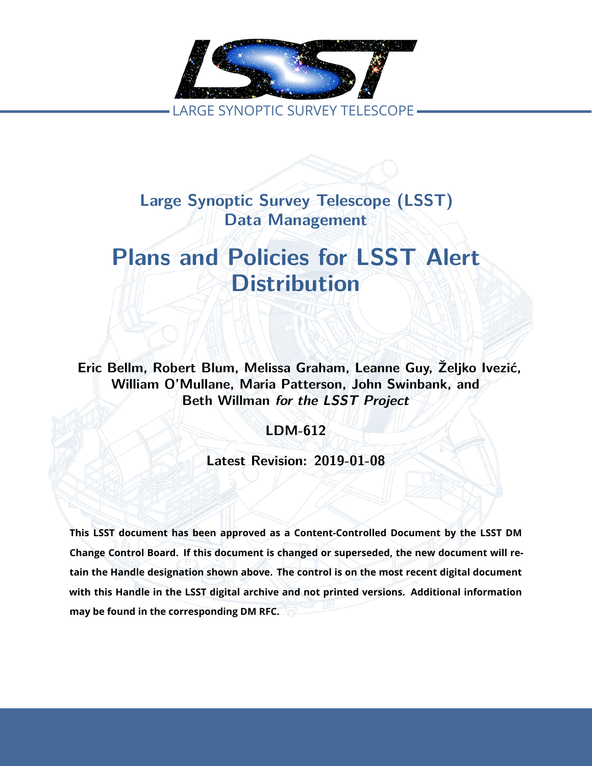LARGE SYNOPTIC SURVEY TELESCOPE

## Large Synoptic Survey Telescope (LSST) Data Management

# Plans and Policies for LSST Alert Distribution

**Eric Bellm, Robert Blum, Melissa Graham, Leanne Guy, Željko Ivezić, William O'Mullane, Maria Patterson, John Swinbank, and Beth Willman** ***for the LSST Project***

**LDM-612**

**Latest Revision: 2019-01-08**

**This LSST document has been approved as a Content-Controlled Document by the LSST DM Change Control Board. If this document is changed or superseded, the new document will retain the Handle designation shown above. The control is on the most recent digital document with this Handle in the LSST digital archive and not printed versions. Additional information may be found in the corresponding DM RFC.**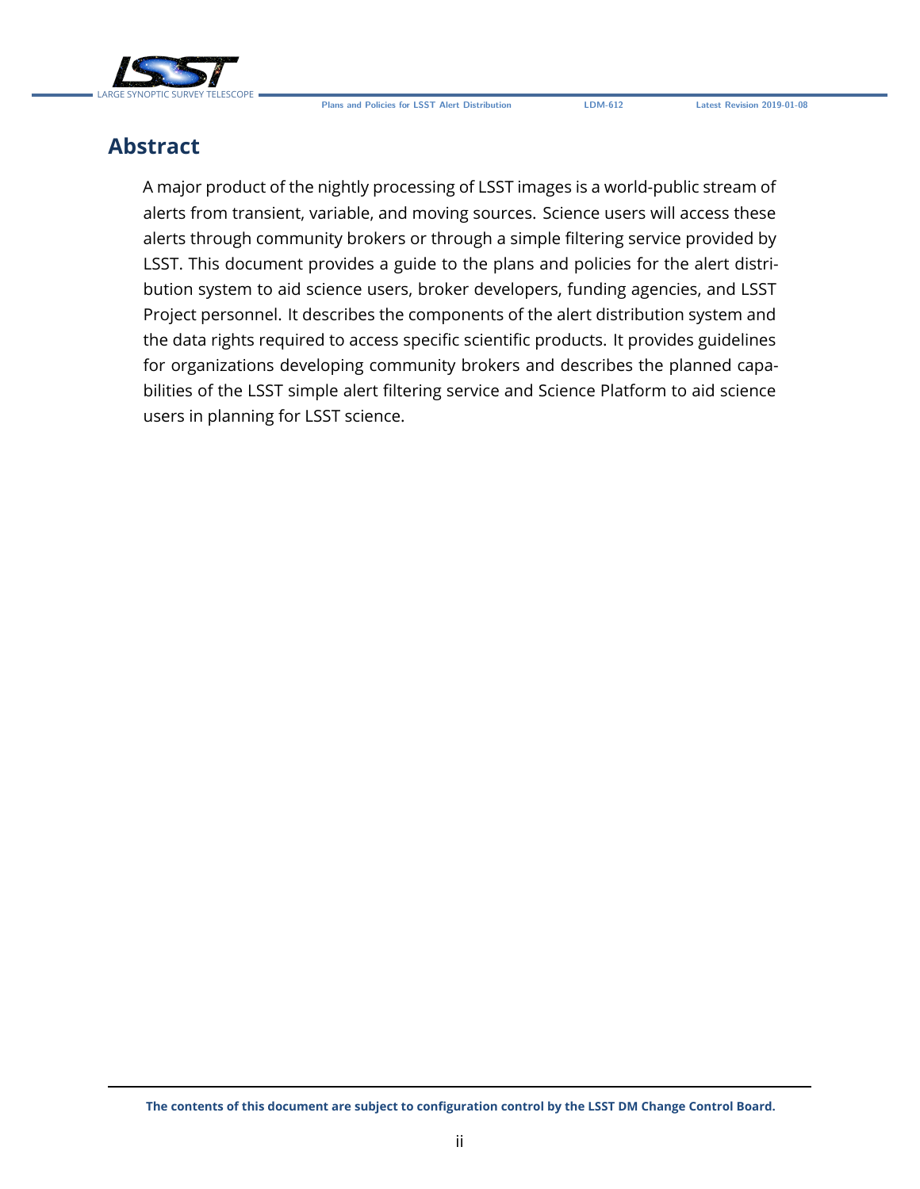# Abstract

A major product of the nightly processing of LSST images is a world-public stream of alerts from transient, variable, and moving sources. Science users will access these alerts through community brokers or through a simple filtering service provided by LSST. This document provides a guide to the plans and policies for the alert distribution system to aid science users, broker developers, funding agencies, and LSST Project personnel. It describes the components of the alert distribution system and the data rights required to access specific scientific products. It provides guidelines for organizations developing community brokers and describes the planned capabilities of the LSST simple alert filtering service and Science Platform to aid science users in planning for LSST science.

**The contents of this document are subject to configuration control by the LSST DM Change Control Board.**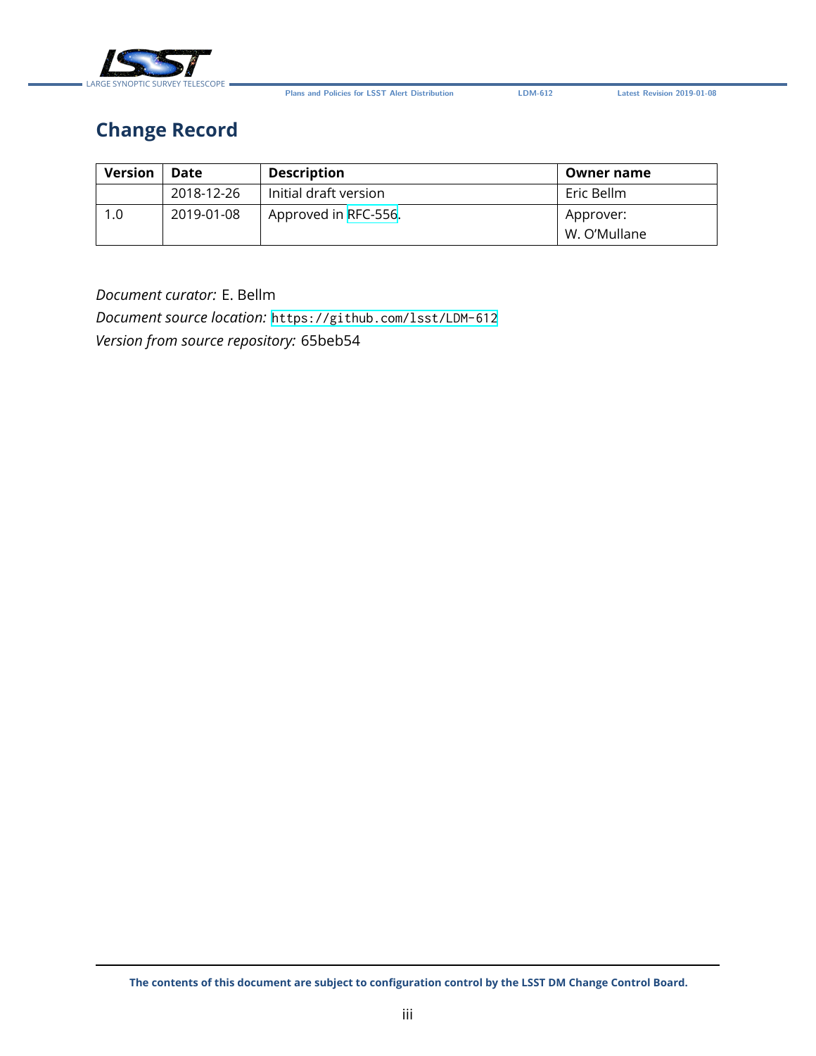# Change Record

| Version | Date | Description | Owner name |
|---|---|---|---|
| | 2018-12-26 | Initial draft version | Eric Bellm |
| 1.0 | 2019-01-08 | Approved in RFC-556. | Approver: W. O'Mullane |

*Document curator:* E. Bellm
*Document source location:* `https://github.com/lsst/LDM-612`
*Version from source repository:* 65beb54

**The contents of this document are subject to configuration control by the LSST DM Change Control Board.**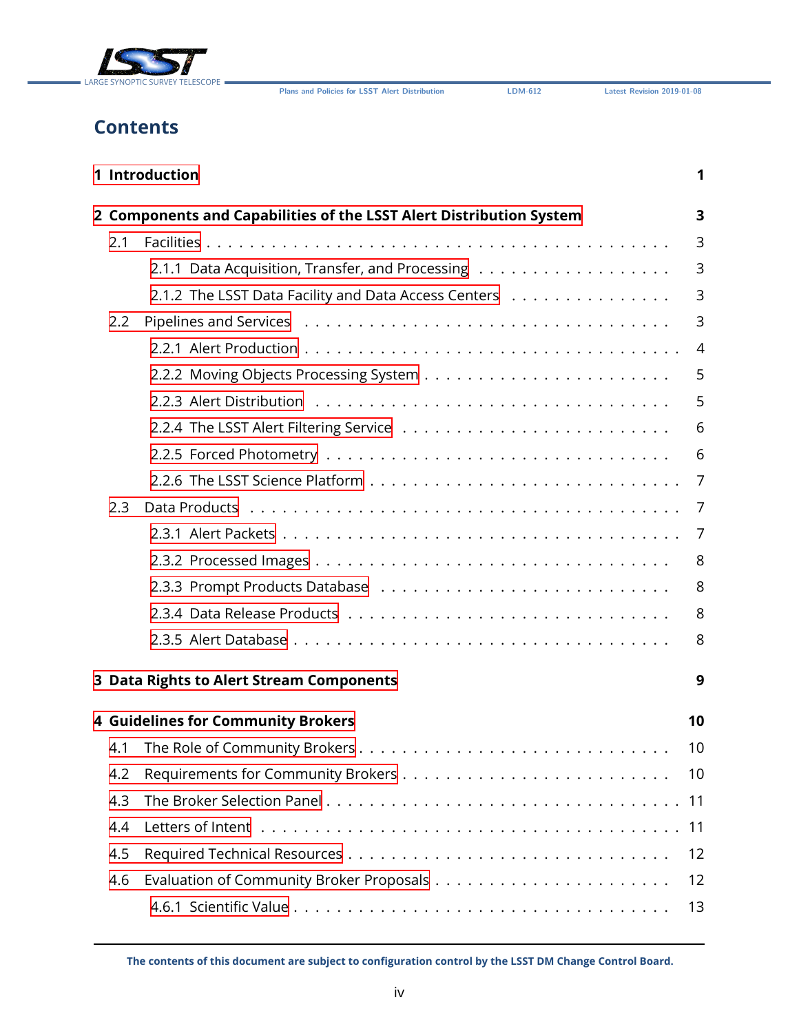# Contents

- 1 Introduction — 1
- 2 Components and Capabilities of the LSST Alert Distribution System — 3
  - 2.1 Facilities — 3
    - 2.1.1 Data Acquisition, Transfer, and Processing — 3
    - 2.1.2 The LSST Data Facility and Data Access Centers — 3
  - 2.2 Pipelines and Services — 3
    - 2.2.1 Alert Production — 4
    - 2.2.2 Moving Objects Processing System — 5
    - 2.2.3 Alert Distribution — 5
    - 2.2.4 The LSST Alert Filtering Service — 6
    - 2.2.5 Forced Photometry — 6
    - 2.2.6 The LSST Science Platform — 7
  - 2.3 Data Products — 7
    - 2.3.1 Alert Packets — 7
    - 2.3.2 Processed Images — 8
    - 2.3.3 Prompt Products Database — 8
    - 2.3.4 Data Release Products — 8
    - 2.3.5 Alert Database — 8
- 3 Data Rights to Alert Stream Components — 9
- 4 Guidelines for Community Brokers — 10
  - 4.1 The Role of Community Brokers — 10
  - 4.2 Requirements for Community Brokers — 10
  - 4.3 The Broker Selection Panel — 11
  - 4.4 Letters of Intent — 11
  - 4.5 Required Technical Resources — 12
  - 4.6 Evaluation of Community Broker Proposals — 12
    - 4.6.1 Scientific Value — 13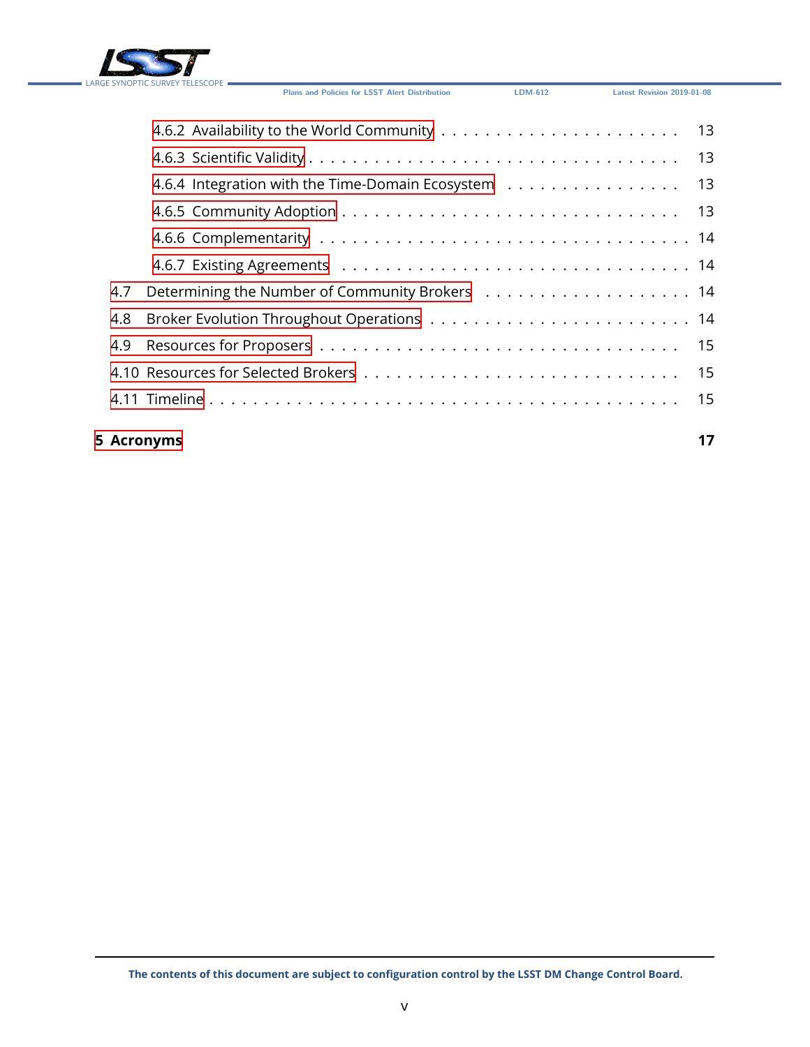4.6.2 Availability to the World Community . . . . . . . . . . . . . . . . . . . . . 13
4.6.3 Scientific Validity . . . . . . . . . . . . . . . . . . . . . . . . . . . . . . . . 13
4.6.4 Integration with the Time-Domain Ecosystem . . . . . . . . . . . . . . . . 13
4.6.5 Community Adoption . . . . . . . . . . . . . . . . . . . . . . . . . . . . . 13
4.6.6 Complementarity . . . . . . . . . . . . . . . . . . . . . . . . . . . . . . . 14
4.6.7 Existing Agreements . . . . . . . . . . . . . . . . . . . . . . . . . . . . . 14
4.7 Determining the Number of Community Brokers . . . . . . . . . . . . . . . . . . 14
4.8 Broker Evolution Throughout Operations . . . . . . . . . . . . . . . . . . . . . . 14
4.9 Resources for Proposers . . . . . . . . . . . . . . . . . . . . . . . . . . . . . . 15
4.10 Resources for Selected Brokers . . . . . . . . . . . . . . . . . . . . . . . . . . 15
4.11 Timeline . . . . . . . . . . . . . . . . . . . . . . . . . . . . . . . . . . . . . . 15

**5 Acronyms** **17**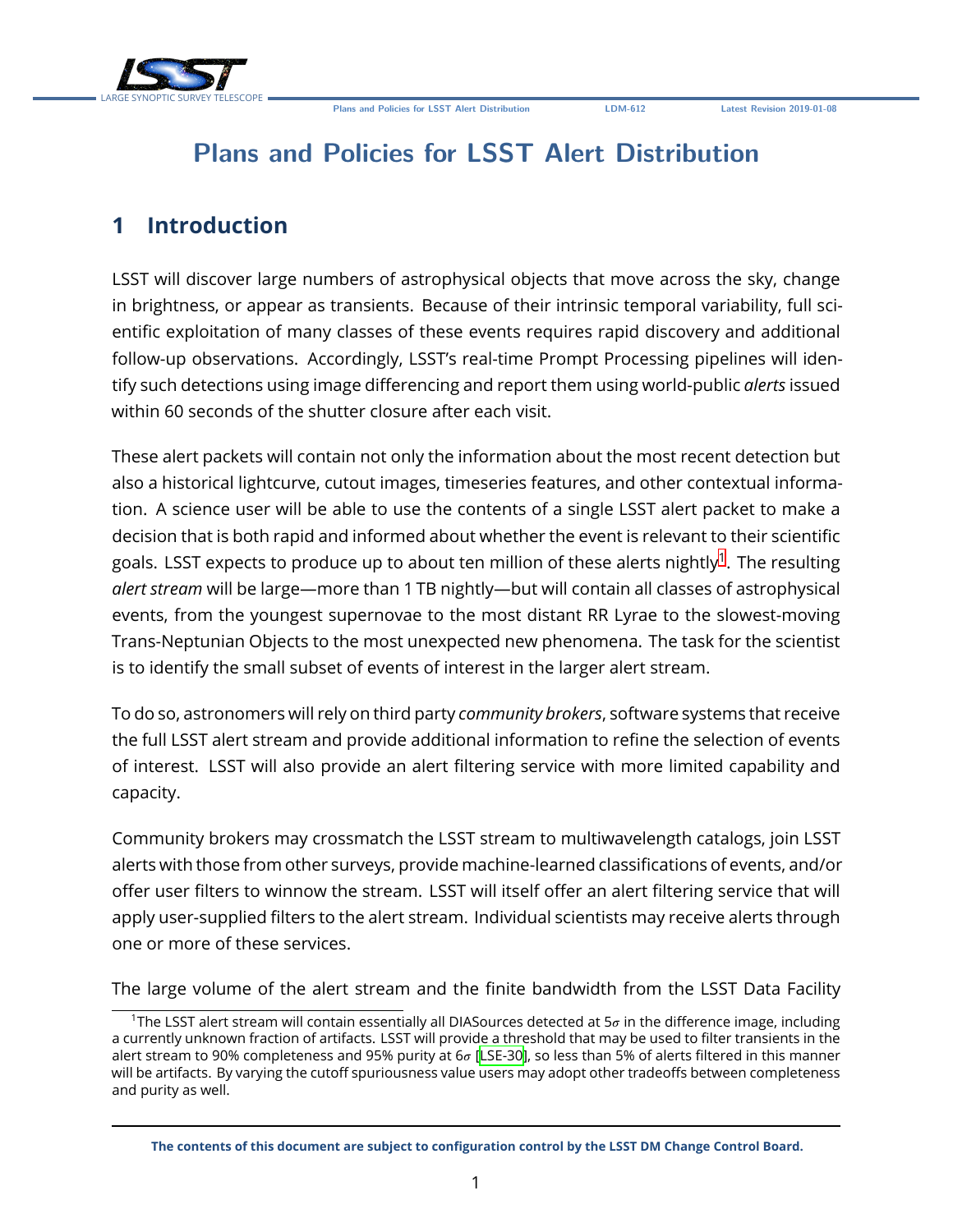# Plans and Policies for LSST Alert Distribution

## 1 Introduction

LSST will discover large numbers of astrophysical objects that move across the sky, change in brightness, or appear as transients. Because of their intrinsic temporal variability, full scientific exploitation of many classes of these events requires rapid discovery and additional follow-up observations. Accordingly, LSST's real-time Prompt Processing pipelines will identify such detections using image differencing and report them using world-public *alerts* issued within 60 seconds of the shutter closure after each visit.

These alert packets will contain not only the information about the most recent detection but also a historical lightcurve, cutout images, timeseries features, and other contextual information. A science user will be able to use the contents of a single LSST alert packet to make a decision that is both rapid and informed about whether the event is relevant to their scientific goals. LSST expects to produce up to about ten million of these alerts nightly[1]. The resulting *alert stream* will be large—more than 1 TB nightly—but will contain all classes of astrophysical events, from the youngest supernovae to the most distant RR Lyrae to the slowest-moving Trans-Neptunian Objects to the most unexpected new phenomena. The task for the scientist is to identify the small subset of events of interest in the larger alert stream.

To do so, astronomers will rely on third party *community brokers*, software systems that receive the full LSST alert stream and provide additional information to refine the selection of events of interest. LSST will also provide an alert filtering service with more limited capability and capacity.

Community brokers may crossmatch the LSST stream to multiwavelength catalogs, join LSST alerts with those from other surveys, provide machine-learned classifications of events, and/or offer user filters to winnow the stream. LSST will itself offer an alert filtering service that will apply user-supplied filters to the alert stream. Individual scientists may receive alerts through one or more of these services.

The large volume of the alert stream and the finite bandwidth from the LSST Data Facility

[1] The LSST alert stream will contain essentially all DIASources detected at $5\sigma$ in the difference image, including a currently unknown fraction of artifacts. LSST will provide a threshold that may be used to filter transients in the alert stream to 90% completeness and 95% purity at $6\sigma$ [LSE-30], so less than 5% of alerts filtered in this manner will be artifacts. By varying the cutoff spuriousness value users may adopt other tradeoffs between completeness and purity as well.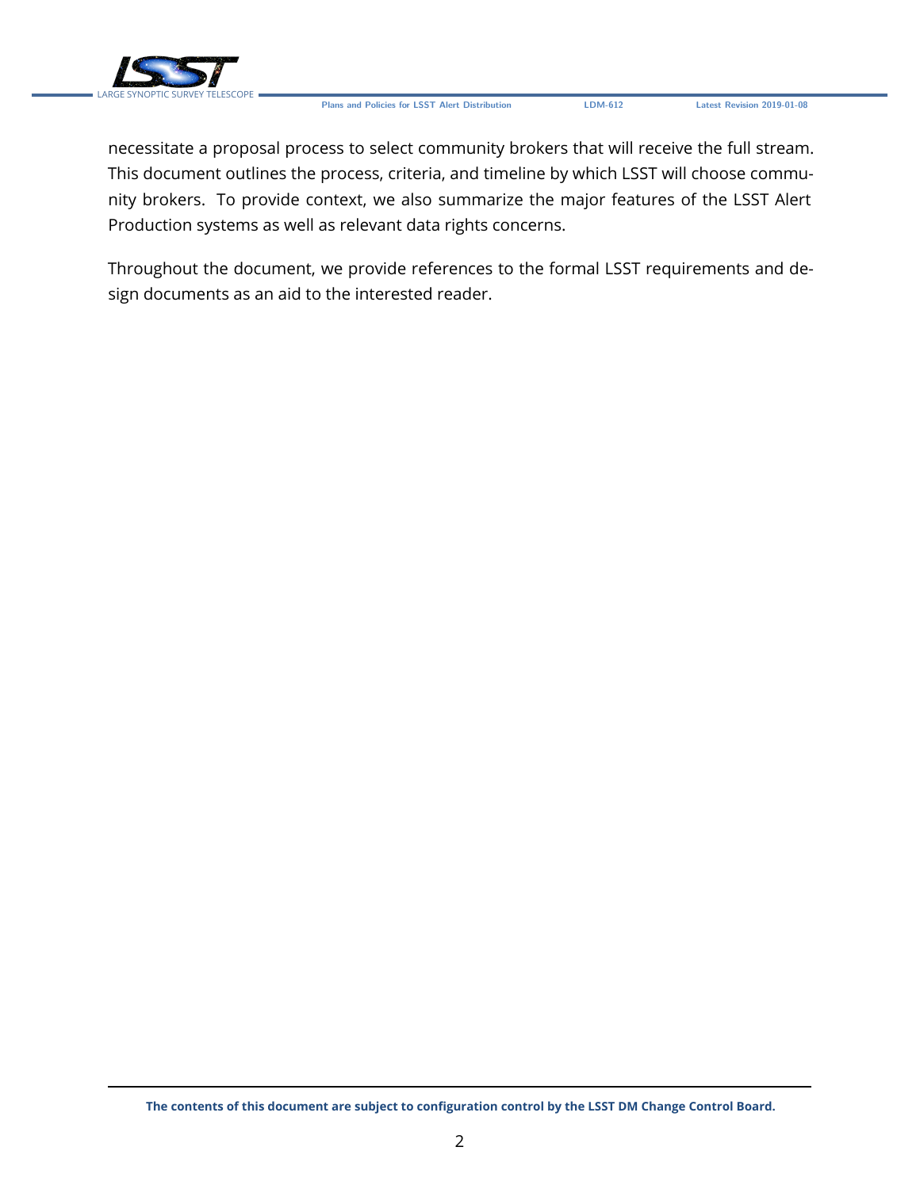necessitate a proposal process to select community brokers that will receive the full stream. This document outlines the process, criteria, and timeline by which LSST will choose community brokers. To provide context, we also summarize the major features of the LSST Alert Production systems as well as relevant data rights concerns.

Throughout the document, we provide references to the formal LSST requirements and design documents as an aid to the interested reader.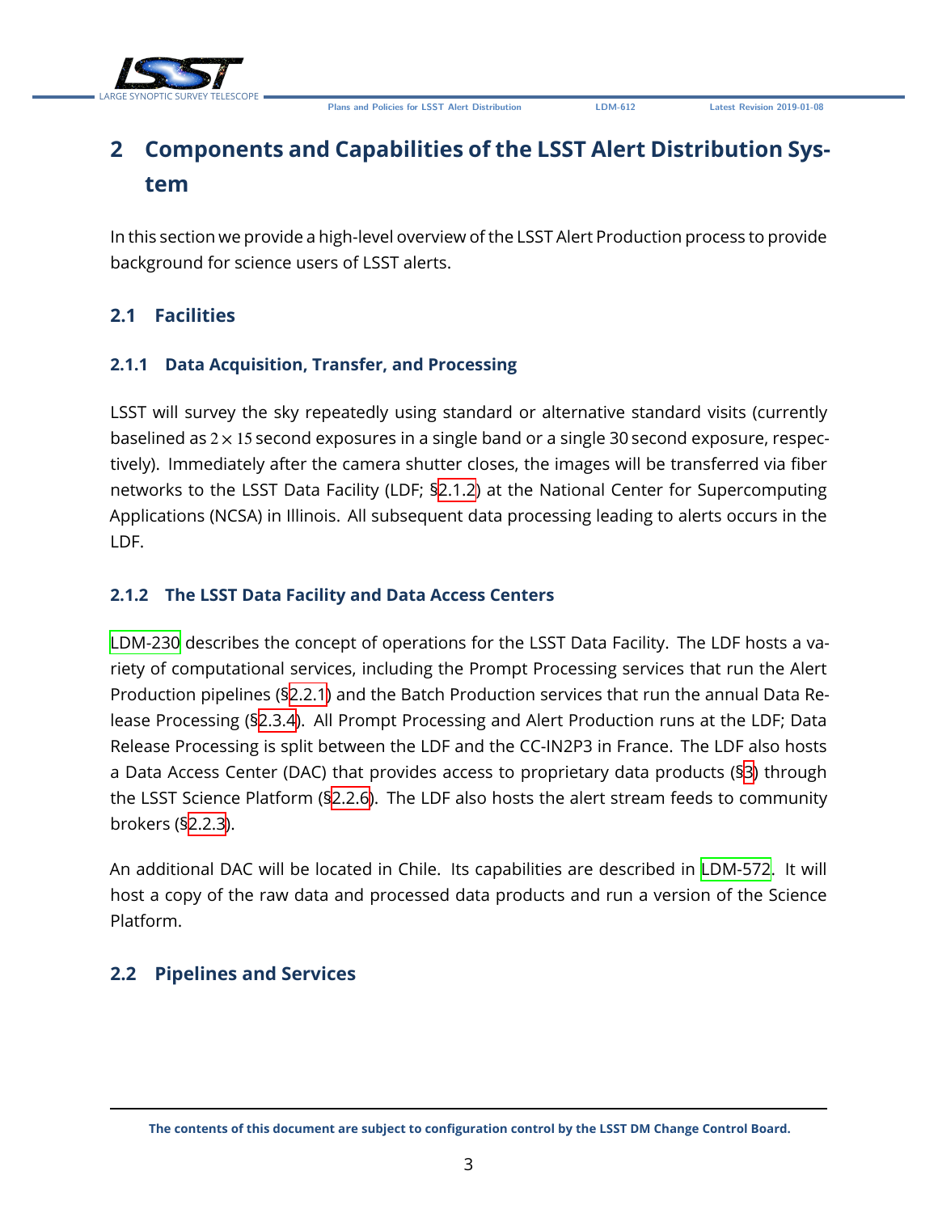# 2 Components and Capabilities of the LSST Alert Distribution System

In this section we provide a high-level overview of the LSST Alert Production process to provide background for science users of LSST alerts.

## 2.1 Facilities

### 2.1.1 Data Acquisition, Transfer, and Processing

LSST will survey the sky repeatedly using standard or alternative standard visits (currently baselined as $2 \times 15$ second exposures in a single band or a single 30 second exposure, respectively). Immediately after the camera shutter closes, the images will be transferred via fiber networks to the LSST Data Facility (LDF; §2.1.2) at the National Center for Supercomputing Applications (NCSA) in Illinois. All subsequent data processing leading to alerts occurs in the LDF.

### 2.1.2 The LSST Data Facility and Data Access Centers

LDM-230 describes the concept of operations for the LSST Data Facility. The LDF hosts a variety of computational services, including the Prompt Processing services that run the Alert Production pipelines (§2.2.1) and the Batch Production services that run the annual Data Release Processing (§2.3.4). All Prompt Processing and Alert Production runs at the LDF; Data Release Processing is split between the LDF and the CC-IN2P3 in France. The LDF also hosts a Data Access Center (DAC) that provides access to proprietary data products (§3) through the LSST Science Platform (§2.2.6). The LDF also hosts the alert stream feeds to community brokers (§2.2.3).

An additional DAC will be located in Chile. Its capabilities are described in LDM-572. It will host a copy of the raw data and processed data products and run a version of the Science Platform.

## 2.2 Pipelines and Services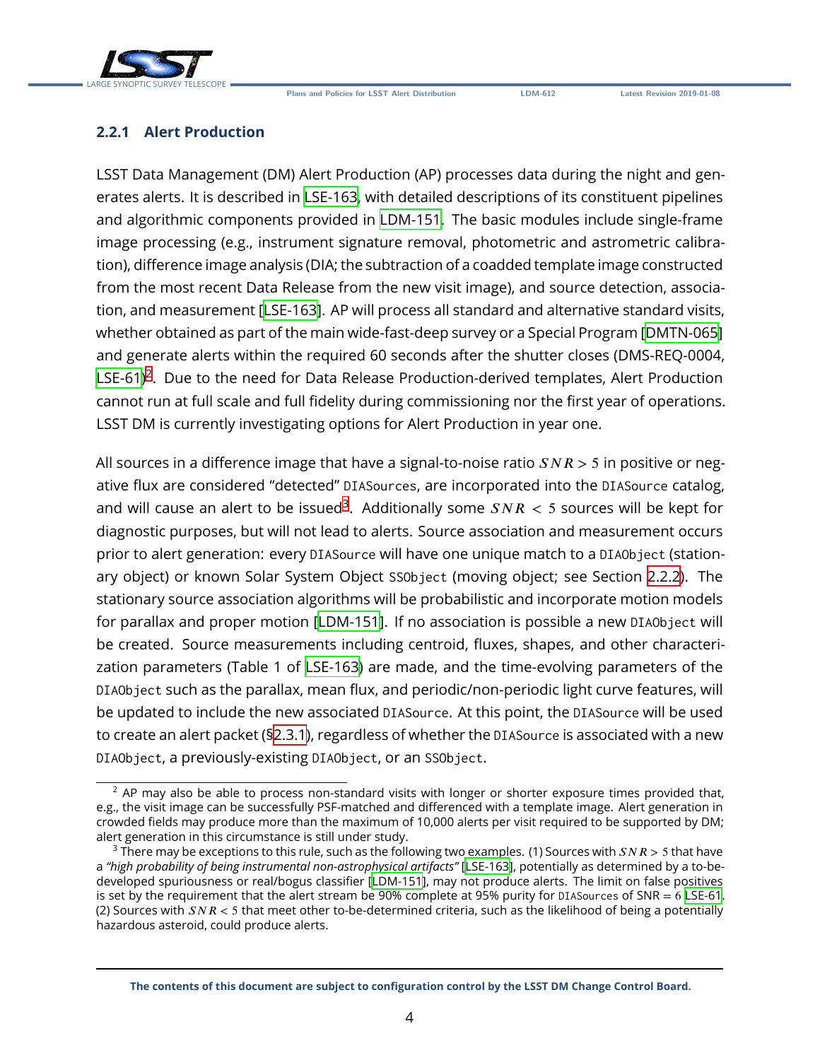### 2.2.1 Alert Production

LSST Data Management (DM) Alert Production (AP) processes data during the night and generates alerts. It is described in LSE-163, with detailed descriptions of its constituent pipelines and algorithmic components provided in LDM-151. The basic modules include single-frame image processing (e.g., instrument signature removal, photometric and astrometric calibration), difference image analysis (DIA; the subtraction of a coadded template image constructed from the most recent Data Release from the new visit image), and source detection, association, and measurement [LSE-163]. AP will process all standard and alternative standard visits, whether obtained as part of the main wide-fast-deep survey or a Special Program [DMTN-065] and generate alerts within the required 60 seconds after the shutter closes (DMS-REQ-0004, LSE-61)[2]. Due to the need for Data Release Production-derived templates, Alert Production cannot run at full scale and full fidelity during commissioning nor the first year of operations. LSST DM is currently investigating options for Alert Production in year one.

All sources in a difference image that have a signal-to-noise ratio $SNR > 5$ in positive or negative flux are considered "detected" DIASources, are incorporated into the DIASource catalog, and will cause an alert to be issued[3]. Additionally some $SNR < 5$ sources will be kept for diagnostic purposes, but will not lead to alerts. Source association and measurement occurs prior to alert generation: every DIASource will have one unique match to a DIAObject (stationary object) or known Solar System Object SSObject (moving object; see Section 2.2.2). The stationary source association algorithms will be probabilistic and incorporate motion models for parallax and proper motion [LDM-151]. If no association is possible a new DIAObject will be created. Source measurements including centroid, fluxes, shapes, and other characterization parameters (Table 1 of LSE-163) are made, and the time-evolving parameters of the DIAObject such as the parallax, mean flux, and periodic/non-periodic light curve features, will be updated to include the new associated DIASource. At this point, the DIASource will be used to create an alert packet (§2.3.1), regardless of whether the DIASource is associated with a new DIAObject, a previously-existing DIAObject, or an SSObject.

---

[2] AP may also be able to process non-standard visits with longer or shorter exposure times provided that, e.g., the visit image can be successfully PSF-matched and differenced with a template image. Alert generation in crowded fields may produce more than the maximum of 10,000 alerts per visit required to be supported by DM; alert generation in this circumstance is still under study.

[3] There may be exceptions to this rule, such as the following two examples. (1) Sources with $SNR > 5$ that have a *"high probability of being instrumental non-astrophysical artifacts"* [LSE-163], potentially as determined by a to-be-developed spuriousness or real/bogus classifier [LDM-151], may not produce alerts. The limit on false positives is set by the requirement that the alert stream be 90% complete at 95% purity for DIASources of SNR = 6 LSE-61. (2) Sources with $SNR < 5$ that meet other to-be-determined criteria, such as the likelihood of being a potentially hazardous asteroid, could produce alerts.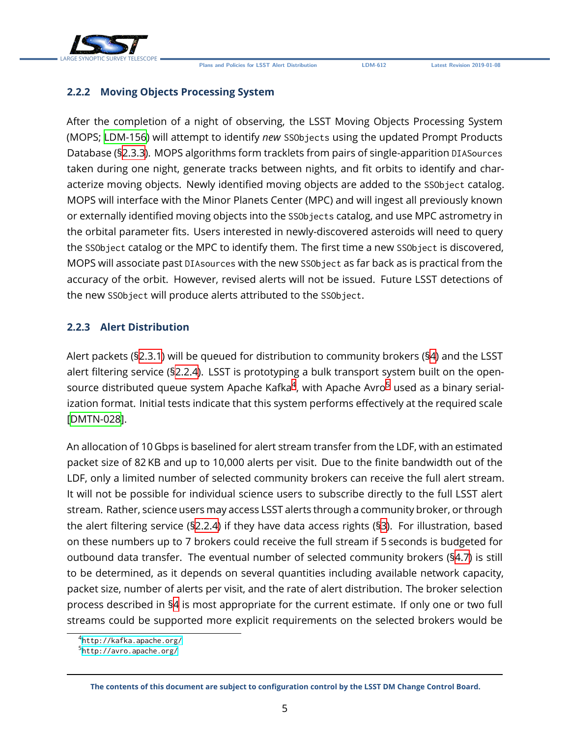### 2.2.2 Moving Objects Processing System

After the completion of a night of observing, the LSST Moving Objects Processing System (MOPS; LDM-156) will attempt to identify *new* `SSObjects` using the updated Prompt Products Database (§2.3.3). MOPS algorithms form tracklets from pairs of single-apparition `DIASources` taken during one night, generate tracks between nights, and fit orbits to identify and characterize moving objects. Newly identified moving objects are added to the `SSObject` catalog. MOPS will interface with the Minor Planets Center (MPC) and will ingest all previously known or externally identified moving objects into the `SSObjects` catalog, and use MPC astrometry in the orbital parameter fits. Users interested in newly-discovered asteroids will need to query the `SSObject` catalog or the MPC to identify them. The first time a new `SSObject` is discovered, MOPS will associate past `DIAsources` with the new `SSObject` as far back as is practical from the accuracy of the orbit. However, revised alerts will not be issued. Future LSST detections of the new `SSObject` will produce alerts attributed to the `SSObject`.

### 2.2.3 Alert Distribution

Alert packets (§2.3.1) will be queued for distribution to community brokers (§4) and the LSST alert filtering service (§2.2.4). LSST is prototyping a bulk transport system built on the open-source distributed queue system Apache Kafka[4], with Apache Avro[5] used as a binary serialization format. Initial tests indicate that this system performs effectively at the required scale [DMTN-028].

An allocation of 10 Gbps is baselined for alert stream transfer from the LDF, with an estimated packet size of 82 KB and up to 10,000 alerts per visit. Due to the finite bandwidth out of the LDF, only a limited number of selected community brokers can receive the full alert stream. It will not be possible for individual science users to subscribe directly to the full LSST alert stream. Rather, science users may access LSST alerts through a community broker, or through the alert filtering service (§2.2.4) if they have data access rights (§3). For illustration, based on these numbers up to 7 brokers could receive the full stream if 5 seconds is budgeted for outbound data transfer. The eventual number of selected community brokers (§4.7) is still to be determined, as it depends on several quantities including available network capacity, packet size, number of alerts per visit, and the rate of alert distribution. The broker selection process described in §4 is most appropriate for the current estimate. If only one or two full streams could be supported more explicit requirements on the selected brokers would be

[4] http://kafka.apache.org/
[5] http://avro.apache.org/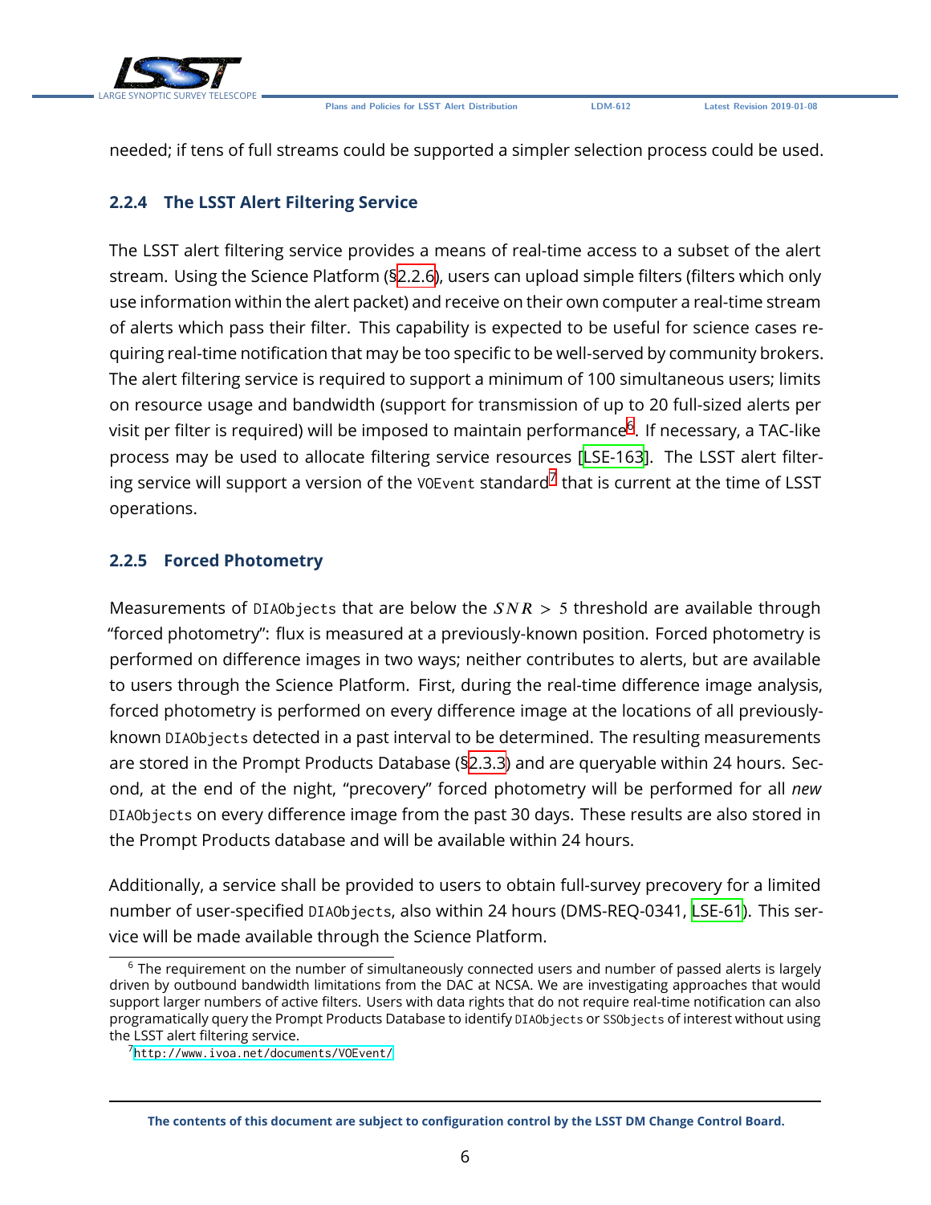needed; if tens of full streams could be supported a simpler selection process could be used.

### 2.2.4 The LSST Alert Filtering Service

The LSST alert filtering service provides a means of real-time access to a subset of the alert stream. Using the Science Platform (§2.2.6), users can upload simple filters (filters which only use information within the alert packet) and receive on their own computer a real-time stream of alerts which pass their filter. This capability is expected to be useful for science cases requiring real-time notification that may be too specific to be well-served by community brokers. The alert filtering service is required to support a minimum of 100 simultaneous users; limits on resource usage and bandwidth (support for transmission of up to 20 full-sized alerts per visit per filter is required) will be imposed to maintain performance[6]. If necessary, a TAC-like process may be used to allocate filtering service resources [LSE-163]. The LSST alert filtering service will support a version of the `VOEvent` standard[7] that is current at the time of LSST operations.

### 2.2.5 Forced Photometry

Measurements of `DIAObjects` that are below the $SNR > 5$ threshold are available through "forced photometry": flux is measured at a previously-known position. Forced photometry is performed on difference images in two ways; neither contributes to alerts, but are available to users through the Science Platform. First, during the real-time difference image analysis, forced photometry is performed on every difference image at the locations of all previously-known `DIAObjects` detected in a past interval to be determined. The resulting measurements are stored in the Prompt Products Database (§2.3.3) and are queryable within 24 hours. Second, at the end of the night, "precovery" forced photometry will be performed for all *new* `DIAObjects` on every difference image from the past 30 days. These results are also stored in the Prompt Products database and will be available within 24 hours.

Additionally, a service shall be provided to users to obtain full-survey precovery for a limited number of user-specified `DIAObjects`, also within 24 hours (DMS-REQ-0341, LSE-61). This service will be made available through the Science Platform.

---

[6] The requirement on the number of simultaneously connected users and number of passed alerts is largely driven by outbound bandwidth limitations from the DAC at NCSA. We are investigating approaches that would support larger numbers of active filters. Users with data rights that do not require real-time notification can also programatically query the Prompt Products Database to identify `DIAObjects` or `SSObjects` of interest without using the LSST alert filtering service.

[7] http://www.ivoa.net/documents/VOEvent/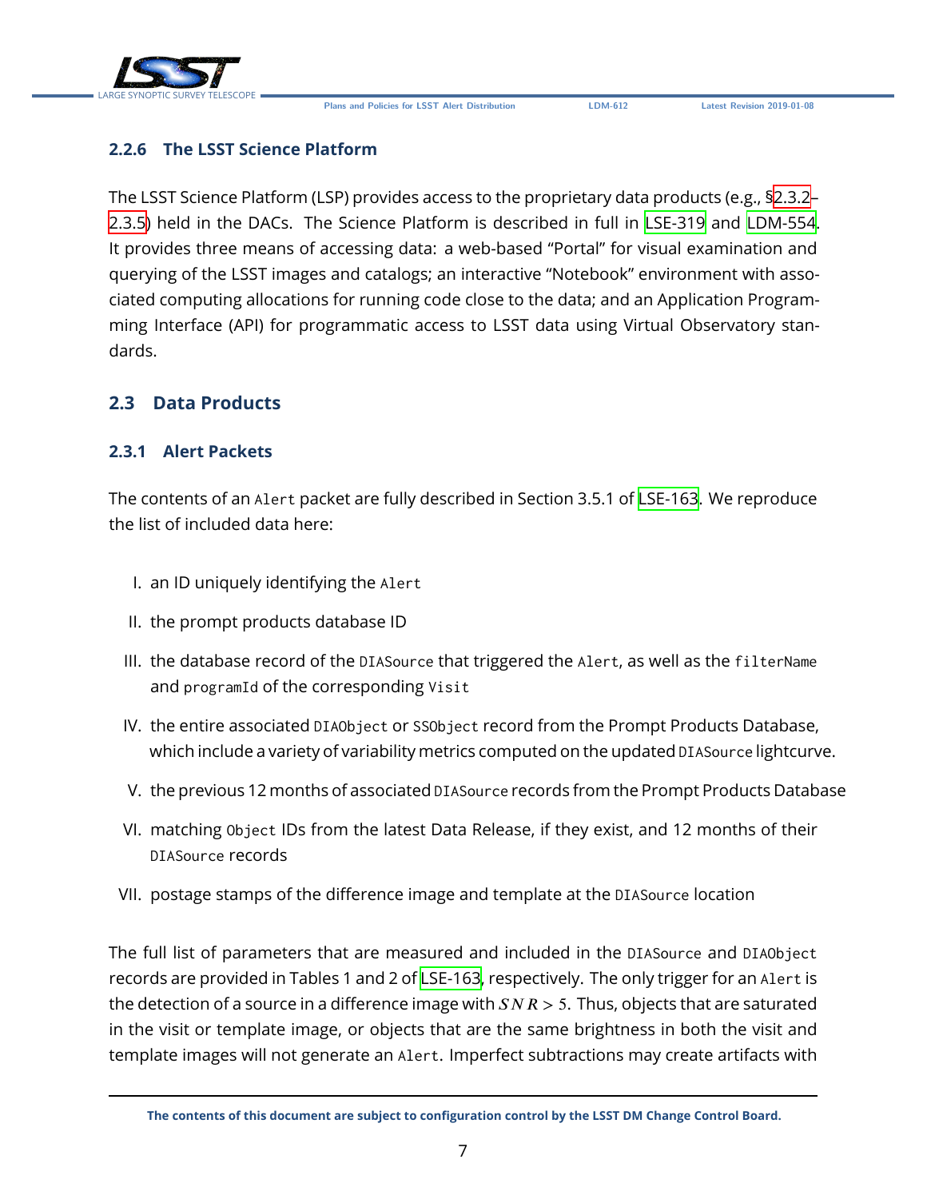### 2.2.6 The LSST Science Platform

The LSST Science Platform (LSP) provides access to the proprietary data products (e.g., §2.3.2–2.3.5) held in the DACs. The Science Platform is described in full in LSE-319 and LDM-554. It provides three means of accessing data: a web-based "Portal" for visual examination and querying of the LSST images and catalogs; an interactive "Notebook" environment with associated computing allocations for running code close to the data; and an Application Programming Interface (API) for programmatic access to LSST data using Virtual Observatory standards.

## 2.3 Data Products

### 2.3.1 Alert Packets

The contents of an `Alert` packet are fully described in Section 3.5.1 of LSE-163. We reproduce the list of included data here:

I. an ID uniquely identifying the `Alert`

II. the prompt products database ID

III. the database record of the `DIASource` that triggered the `Alert`, as well as the `filterName` and `programId` of the corresponding `Visit`

IV. the entire associated `DIAObject` or `SSObject` record from the Prompt Products Database, which include a variety of variability metrics computed on the updated `DIASource` lightcurve.

V. the previous 12 months of associated `DIASource` records from the Prompt Products Database

VI. matching `Object` IDs from the latest Data Release, if they exist, and 12 months of their `DIASource` records

VII. postage stamps of the difference image and template at the `DIASource` location

The full list of parameters that are measured and included in the `DIASource` and `DIAObject` records are provided in Tables 1 and 2 of LSE-163, respectively. The only trigger for an `Alert` is the detection of a source in a difference image with $SNR > 5$. Thus, objects that are saturated in the visit or template image, or objects that are the same brightness in both the visit and template images will not generate an `Alert`. Imperfect subtractions may create artifacts with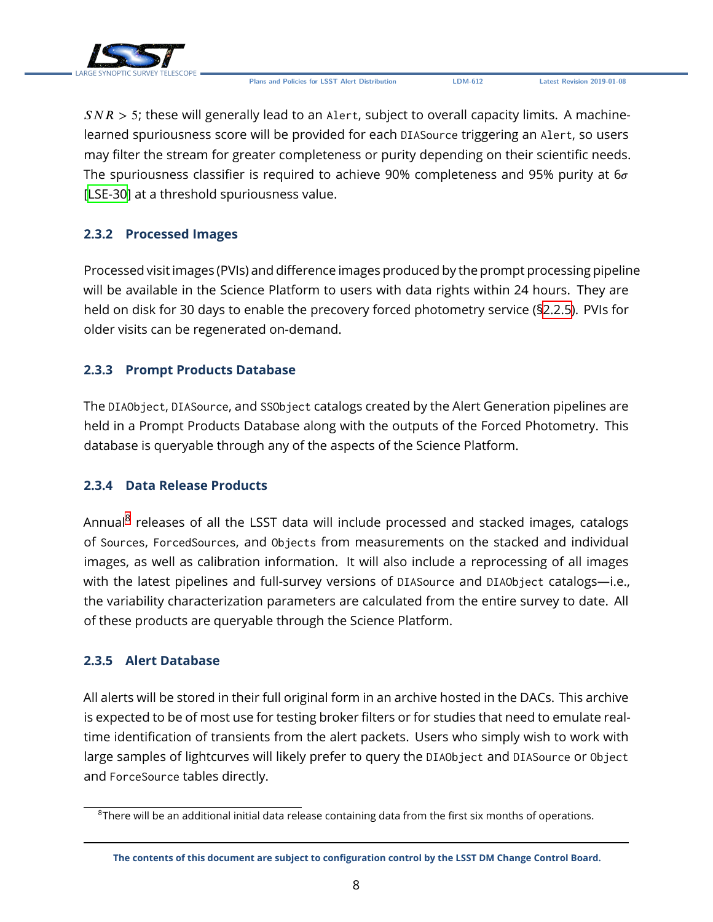$SNR > 5$; these will generally lead to an Alert, subject to overall capacity limits. A machine-learned spuriousness score will be provided for each DIASource triggering an Alert, so users may filter the stream for greater completeness or purity depending on their scientific needs. The spuriousness classifier is required to achieve 90% completeness and 95% purity at $6\sigma$ [LSE-30] at a threshold spuriousness value.

### 2.3.2 Processed Images

Processed visit images (PVIs) and difference images produced by the prompt processing pipeline will be available in the Science Platform to users with data rights within 24 hours. They are held on disk for 30 days to enable the precovery forced photometry service (§2.2.5). PVIs for older visits can be regenerated on-demand.

### 2.3.3 Prompt Products Database

The DIAObject, DIASource, and SSObject catalogs created by the Alert Generation pipelines are held in a Prompt Products Database along with the outputs of the Forced Photometry. This database is queryable through any of the aspects of the Science Platform.

### 2.3.4 Data Release Products

Annual[8] releases of all the LSST data will include processed and stacked images, catalogs of Sources, ForcedSources, and Objects from measurements on the stacked and individual images, as well as calibration information. It will also include a reprocessing of all images with the latest pipelines and full-survey versions of DIASource and DIAObject catalogs—i.e., the variability characterization parameters are calculated from the entire survey to date. All of these products are queryable through the Science Platform.

### 2.3.5 Alert Database

All alerts will be stored in their full original form in an archive hosted in the DACs. This archive is expected to be of most use for testing broker filters or for studies that need to emulate real-time identification of transients from the alert packets. Users who simply wish to work with large samples of lightcurves will likely prefer to query the DIAObject and DIASource or Object and ForceSource tables directly.

[8] There will be an additional initial data release containing data from the first six months of operations.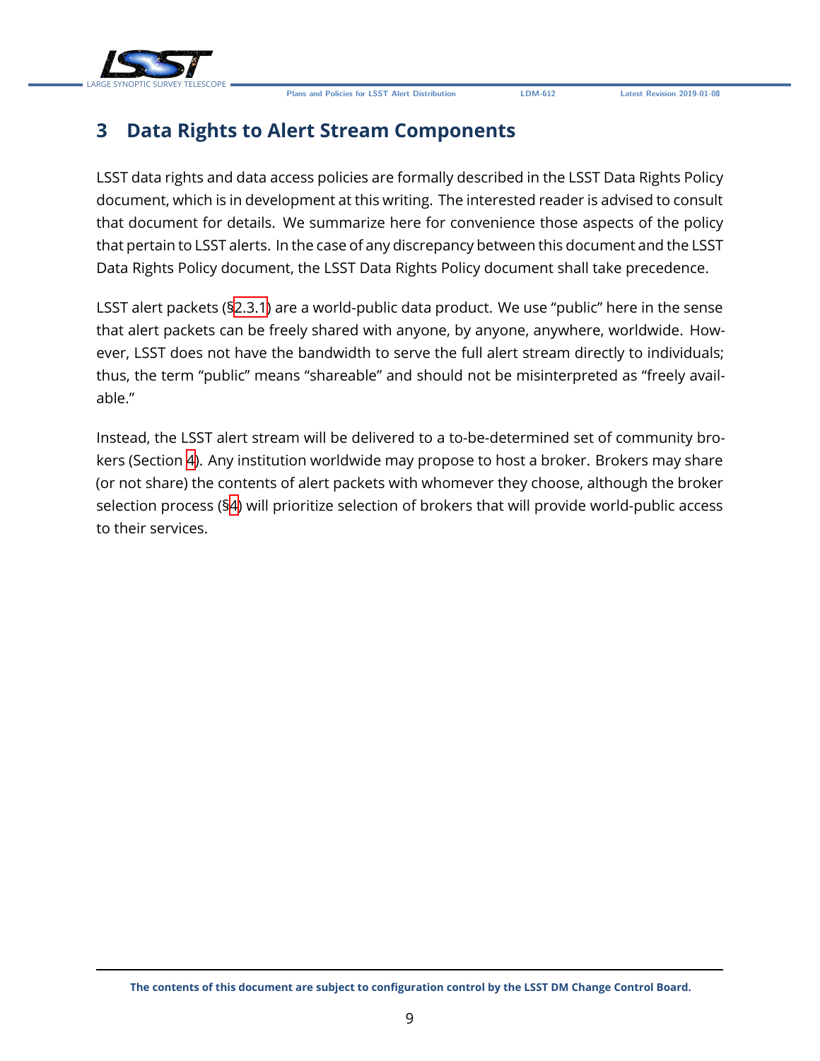# 3 Data Rights to Alert Stream Components

LSST data rights and data access policies are formally described in the LSST Data Rights Policy document, which is in development at this writing. The interested reader is advised to consult that document for details. We summarize here for convenience those aspects of the policy that pertain to LSST alerts. In the case of any discrepancy between this document and the LSST Data Rights Policy document, the LSST Data Rights Policy document shall take precedence.

LSST alert packets (§2.3.1) are a world-public data product. We use "public" here in the sense that alert packets can be freely shared with anyone, by anyone, anywhere, worldwide. However, LSST does not have the bandwidth to serve the full alert stream directly to individuals; thus, the term "public" means "shareable" and should not be misinterpreted as "freely available."

Instead, the LSST alert stream will be delivered to a to-be-determined set of community brokers (Section 4). Any institution worldwide may propose to host a broker. Brokers may share (or not share) the contents of alert packets with whomever they choose, although the broker selection process (§4) will prioritize selection of brokers that will provide world-public access to their services.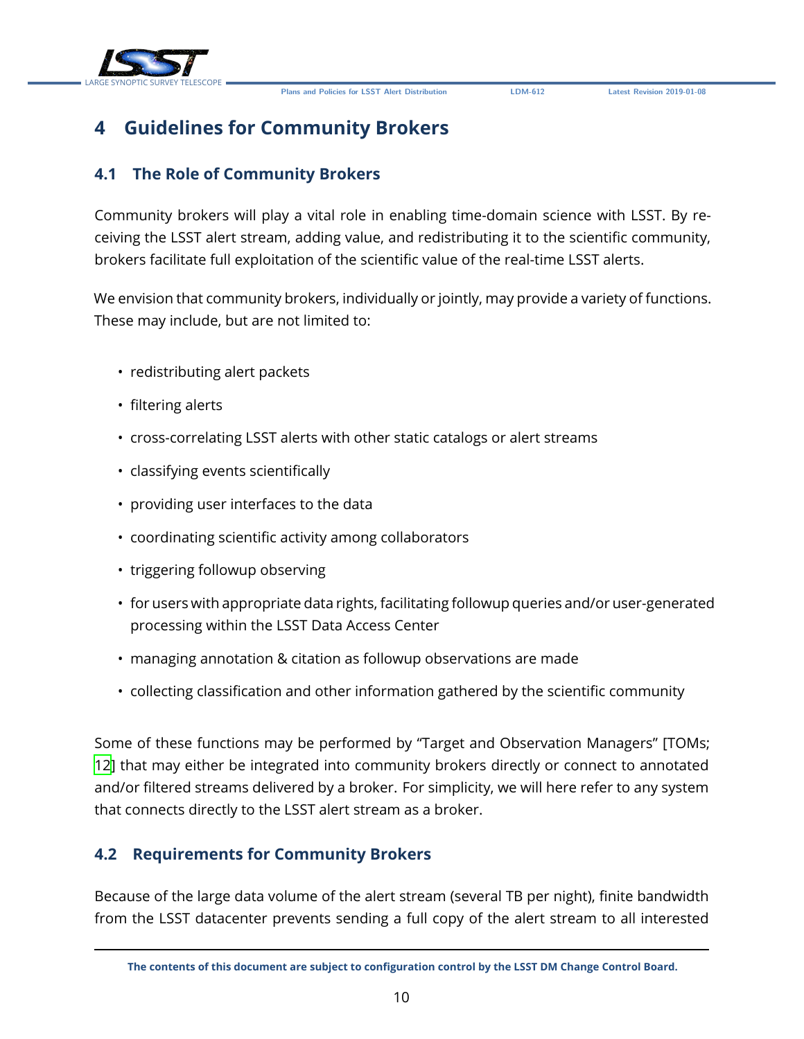# 4 Guidelines for Community Brokers

## 4.1 The Role of Community Brokers

Community brokers will play a vital role in enabling time-domain science with LSST. By receiving the LSST alert stream, adding value, and redistributing it to the scientific community, brokers facilitate full exploitation of the scientific value of the real-time LSST alerts.

We envision that community brokers, individually or jointly, may provide a variety of functions. These may include, but are not limited to:

- redistributing alert packets
- filtering alerts
- cross-correlating LSST alerts with other static catalogs or alert streams
- classifying events scientifically
- providing user interfaces to the data
- coordinating scientific activity among collaborators
- triggering followup observing
- for users with appropriate data rights, facilitating followup queries and/or user-generated processing within the LSST Data Access Center
- managing annotation & citation as followup observations are made
- collecting classification and other information gathered by the scientific community

Some of these functions may be performed by "Target and Observation Managers" [TOMs; 12] that may either be integrated into community brokers directly or connect to annotated and/or filtered streams delivered by a broker. For simplicity, we will here refer to any system that connects directly to the LSST alert stream as a broker.

## 4.2 Requirements for Community Brokers

Because of the large data volume of the alert stream (several TB per night), finite bandwidth from the LSST datacenter prevents sending a full copy of the alert stream to all interested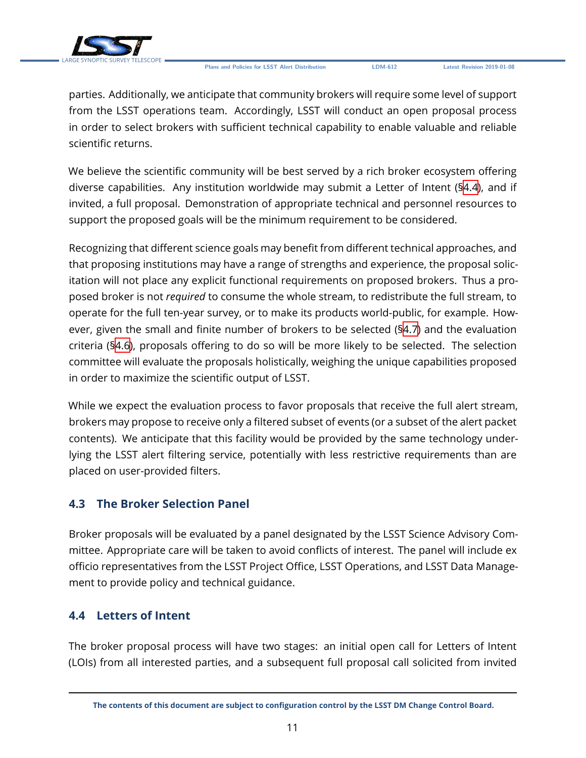parties. Additionally, we anticipate that community brokers will require some level of support from the LSST operations team. Accordingly, LSST will conduct an open proposal process in order to select brokers with sufficient technical capability to enable valuable and reliable scientific returns.

We believe the scientific community will be best served by a rich broker ecosystem offering diverse capabilities. Any institution worldwide may submit a Letter of Intent (§4.4), and if invited, a full proposal. Demonstration of appropriate technical and personnel resources to support the proposed goals will be the minimum requirement to be considered.

Recognizing that different science goals may benefit from different technical approaches, and that proposing institutions may have a range of strengths and experience, the proposal solicitation will not place any explicit functional requirements on proposed brokers. Thus a proposed broker is not *required* to consume the whole stream, to redistribute the full stream, to operate for the full ten-year survey, or to make its products world-public, for example. However, given the small and finite number of brokers to be selected (§4.7) and the evaluation criteria (§4.6), proposals offering to do so will be more likely to be selected. The selection committee will evaluate the proposals holistically, weighing the unique capabilities proposed in order to maximize the scientific output of LSST.

While we expect the evaluation process to favor proposals that receive the full alert stream, brokers may propose to receive only a filtered subset of events (or a subset of the alert packet contents). We anticipate that this facility would be provided by the same technology underlying the LSST alert filtering service, potentially with less restrictive requirements than are placed on user-provided filters.

## 4.3 The Broker Selection Panel

Broker proposals will be evaluated by a panel designated by the LSST Science Advisory Committee. Appropriate care will be taken to avoid conflicts of interest. The panel will include ex officio representatives from the LSST Project Office, LSST Operations, and LSST Data Management to provide policy and technical guidance.

## 4.4 Letters of Intent

The broker proposal process will have two stages: an initial open call for Letters of Intent (LOIs) from all interested parties, and a subsequent full proposal call solicited from invited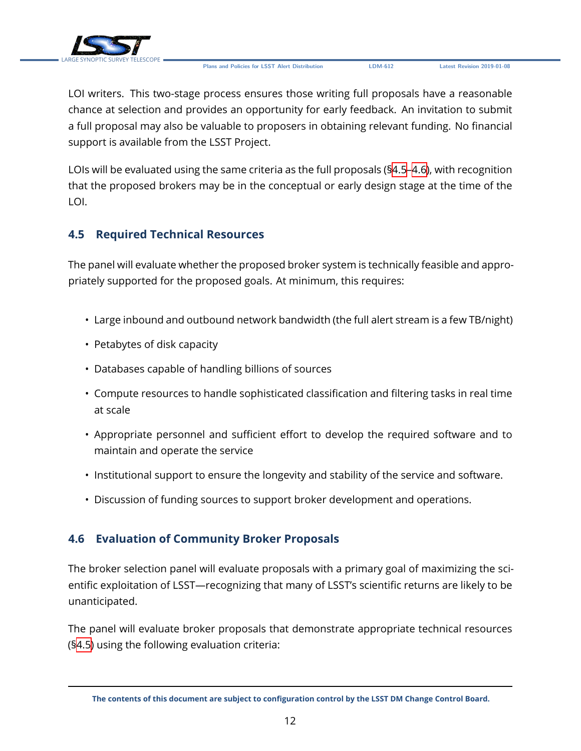LOI writers. This two-stage process ensures those writing full proposals have a reasonable chance at selection and provides an opportunity for early feedback. An invitation to submit a full proposal may also be valuable to proposers in obtaining relevant funding. No financial support is available from the LSST Project.

LOIs will be evaluated using the same criteria as the full proposals (§4.5–4.6), with recognition that the proposed brokers may be in the conceptual or early design stage at the time of the LOI.

## 4.5 Required Technical Resources

The panel will evaluate whether the proposed broker system is technically feasible and appropriately supported for the proposed goals. At minimum, this requires:

- Large inbound and outbound network bandwidth (the full alert stream is a few TB/night)
- Petabytes of disk capacity
- Databases capable of handling billions of sources
- Compute resources to handle sophisticated classification and filtering tasks in real time at scale
- Appropriate personnel and sufficient effort to develop the required software and to maintain and operate the service
- Institutional support to ensure the longevity and stability of the service and software.
- Discussion of funding sources to support broker development and operations.

## 4.6 Evaluation of Community Broker Proposals

The broker selection panel will evaluate proposals with a primary goal of maximizing the scientific exploitation of LSST—recognizing that many of LSST's scientific returns are likely to be unanticipated.

The panel will evaluate broker proposals that demonstrate appropriate technical resources (§4.5) using the following evaluation criteria: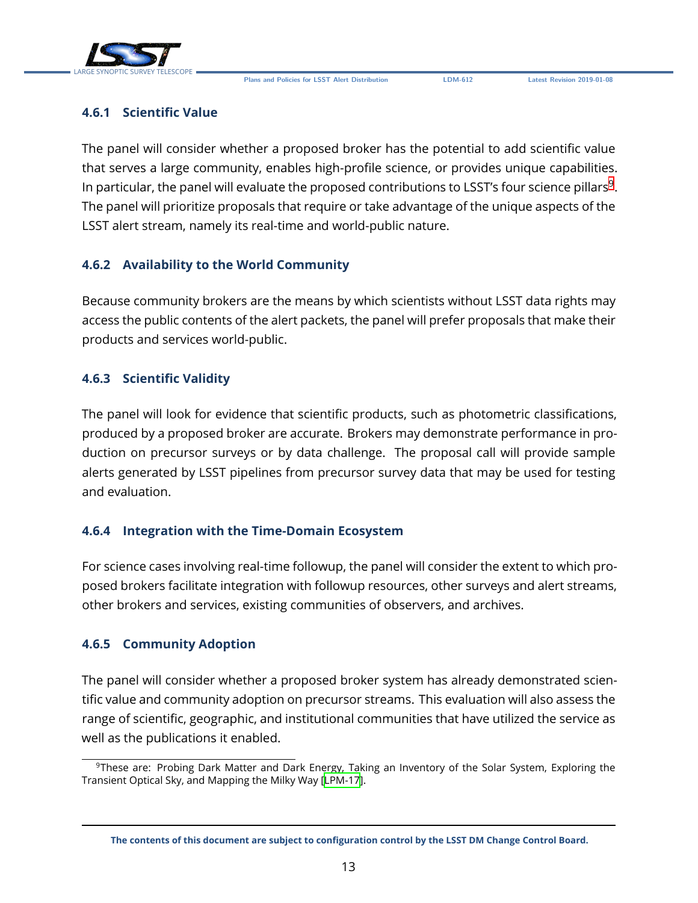### 4.6.1 Scientific Value

The panel will consider whether a proposed broker has the potential to add scientific value that serves a large community, enables high-profile science, or provides unique capabilities. In particular, the panel will evaluate the proposed contributions to LSST's four science pillars[9]. The panel will prioritize proposals that require or take advantage of the unique aspects of the LSST alert stream, namely its real-time and world-public nature.

### 4.6.2 Availability to the World Community

Because community brokers are the means by which scientists without LSST data rights may access the public contents of the alert packets, the panel will prefer proposals that make their products and services world-public.

### 4.6.3 Scientific Validity

The panel will look for evidence that scientific products, such as photometric classifications, produced by a proposed broker are accurate. Brokers may demonstrate performance in production on precursor surveys or by data challenge. The proposal call will provide sample alerts generated by LSST pipelines from precursor survey data that may be used for testing and evaluation.

### 4.6.4 Integration with the Time-Domain Ecosystem

For science cases involving real-time followup, the panel will consider the extent to which proposed brokers facilitate integration with followup resources, other surveys and alert streams, other brokers and services, existing communities of observers, and archives.

### 4.6.5 Community Adoption

The panel will consider whether a proposed broker system has already demonstrated scientific value and community adoption on precursor streams. This evaluation will also assess the range of scientific, geographic, and institutional communities that have utilized the service as well as the publications it enabled.

---

[9] These are: Probing Dark Matter and Dark Energy, Taking an Inventory of the Solar System, Exploring the Transient Optical Sky, and Mapping the Milky Way [LPM-17].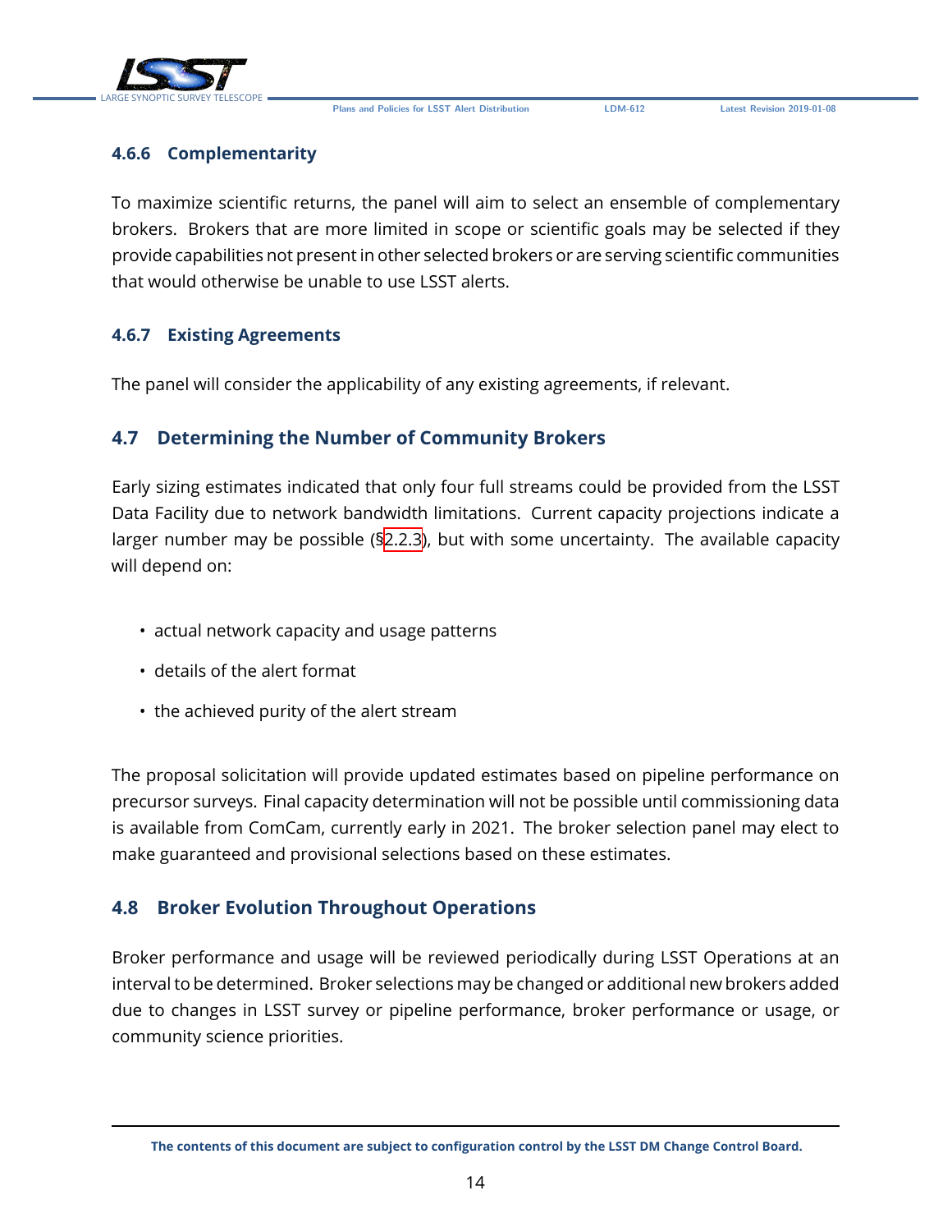#### 4.6.6 Complementarity

To maximize scientific returns, the panel will aim to select an ensemble of complementary brokers. Brokers that are more limited in scope or scientific goals may be selected if they provide capabilities not present in other selected brokers or are serving scientific communities that would otherwise be unable to use LSST alerts.

#### 4.6.7 Existing Agreements

The panel will consider the applicability of any existing agreements, if relevant.

### 4.7 Determining the Number of Community Brokers

Early sizing estimates indicated that only four full streams could be provided from the LSST Data Facility due to network bandwidth limitations. Current capacity projections indicate a larger number may be possible (§2.2.3), but with some uncertainty. The available capacity will depend on:

- actual network capacity and usage patterns
- details of the alert format
- the achieved purity of the alert stream

The proposal solicitation will provide updated estimates based on pipeline performance on precursor surveys. Final capacity determination will not be possible until commissioning data is available from ComCam, currently early in 2021. The broker selection panel may elect to make guaranteed and provisional selections based on these estimates.

### 4.8 Broker Evolution Throughout Operations

Broker performance and usage will be reviewed periodically during LSST Operations at an interval to be determined. Broker selections may be changed or additional new brokers added due to changes in LSST survey or pipeline performance, broker performance or usage, or community science priorities.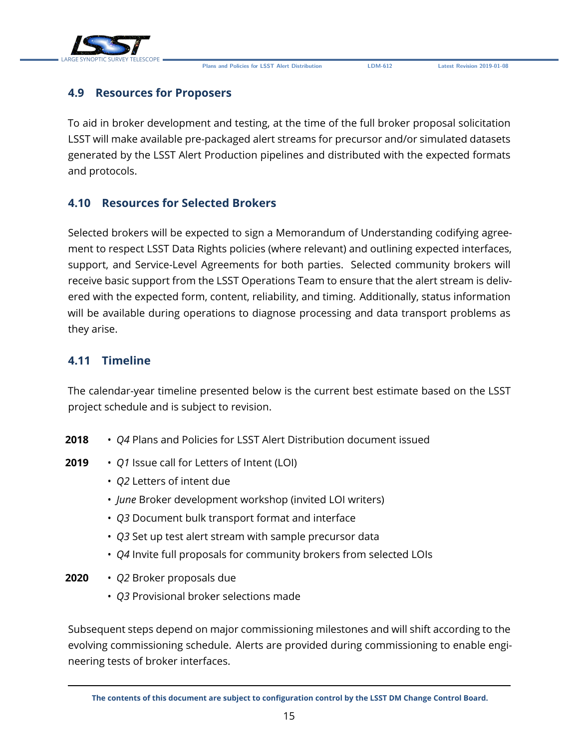### 4.9 Resources for Proposers

To aid in broker development and testing, at the time of the full broker proposal solicitation LSST will make available pre-packaged alert streams for precursor and/or simulated datasets generated by the LSST Alert Production pipelines and distributed with the expected formats and protocols.

### 4.10 Resources for Selected Brokers

Selected brokers will be expected to sign a Memorandum of Understanding codifying agreement to respect LSST Data Rights policies (where relevant) and outlining expected interfaces, support, and Service-Level Agreements for both parties. Selected community brokers will receive basic support from the LSST Operations Team to ensure that the alert stream is delivered with the expected form, content, reliability, and timing. Additionally, status information will be available during operations to diagnose processing and data transport problems as they arise.

### 4.11 Timeline

The calendar-year timeline presented below is the current best estimate based on the LSST project schedule and is subject to revision.

**2018**
- *Q4* Plans and Policies for LSST Alert Distribution document issued

**2019**
- *Q1* Issue call for Letters of Intent (LOI)
- *Q2* Letters of intent due
- *June* Broker development workshop (invited LOI writers)
- *Q3* Document bulk transport format and interface
- *Q3* Set up test alert stream with sample precursor data
- *Q4* Invite full proposals for community brokers from selected LOIs

**2020**
- *Q2* Broker proposals due
- *Q3* Provisional broker selections made

Subsequent steps depend on major commissioning milestones and will shift according to the evolving commissioning schedule. Alerts are provided during commissioning to enable engineering tests of broker interfaces.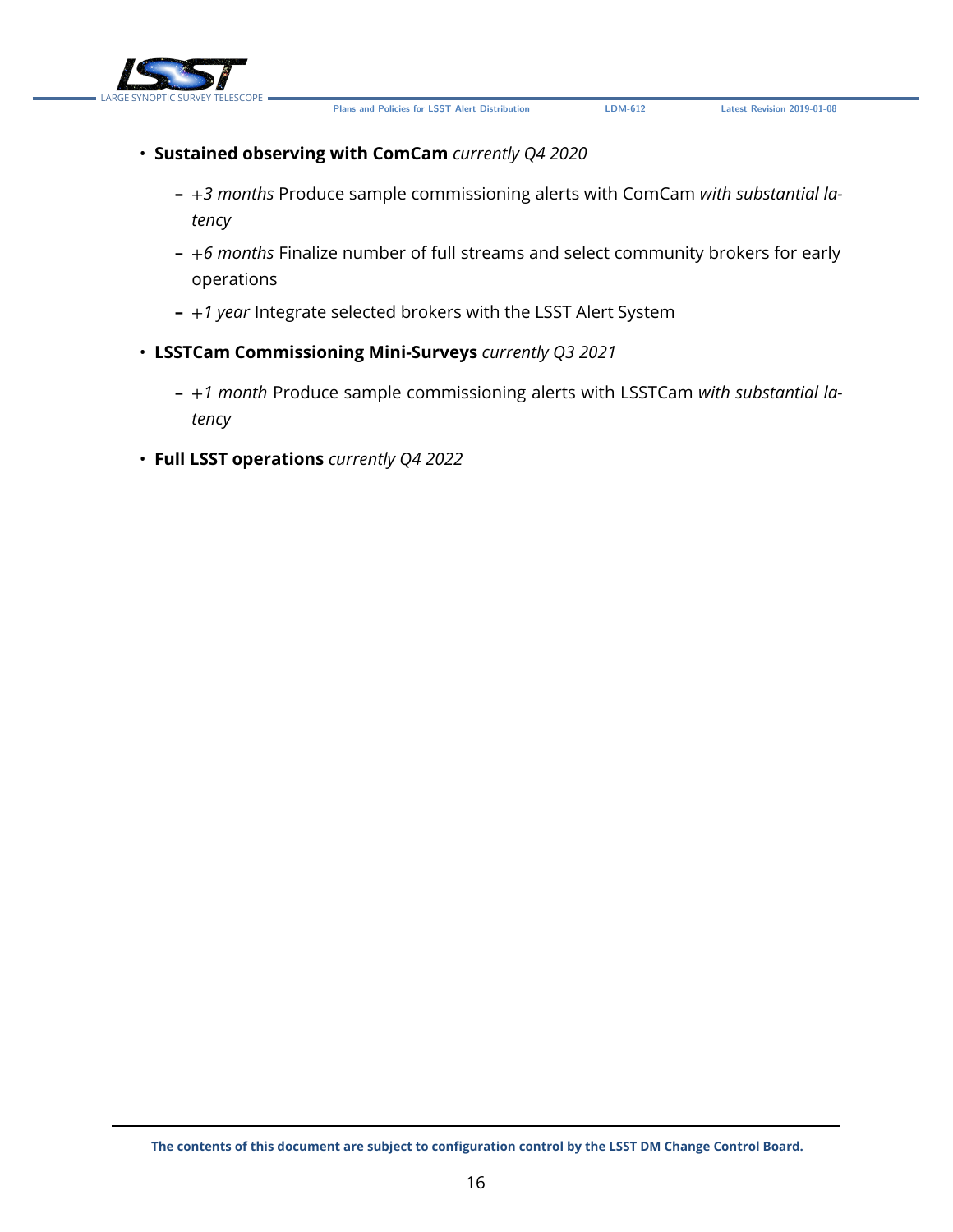- **Sustained observing with ComCam** *currently Q4 2020*
  - *+3 months* Produce sample commissioning alerts with ComCam *with substantial latency*
  - *+6 months* Finalize number of full streams and select community brokers for early operations
  - *+1 year* Integrate selected brokers with the LSST Alert System
- **LSSTCam Commissioning Mini-Surveys** *currently Q3 2021*
  - *+1 month* Produce sample commissioning alerts with LSSTCam *with substantial latency*
- **Full LSST operations** *currently Q4 2022*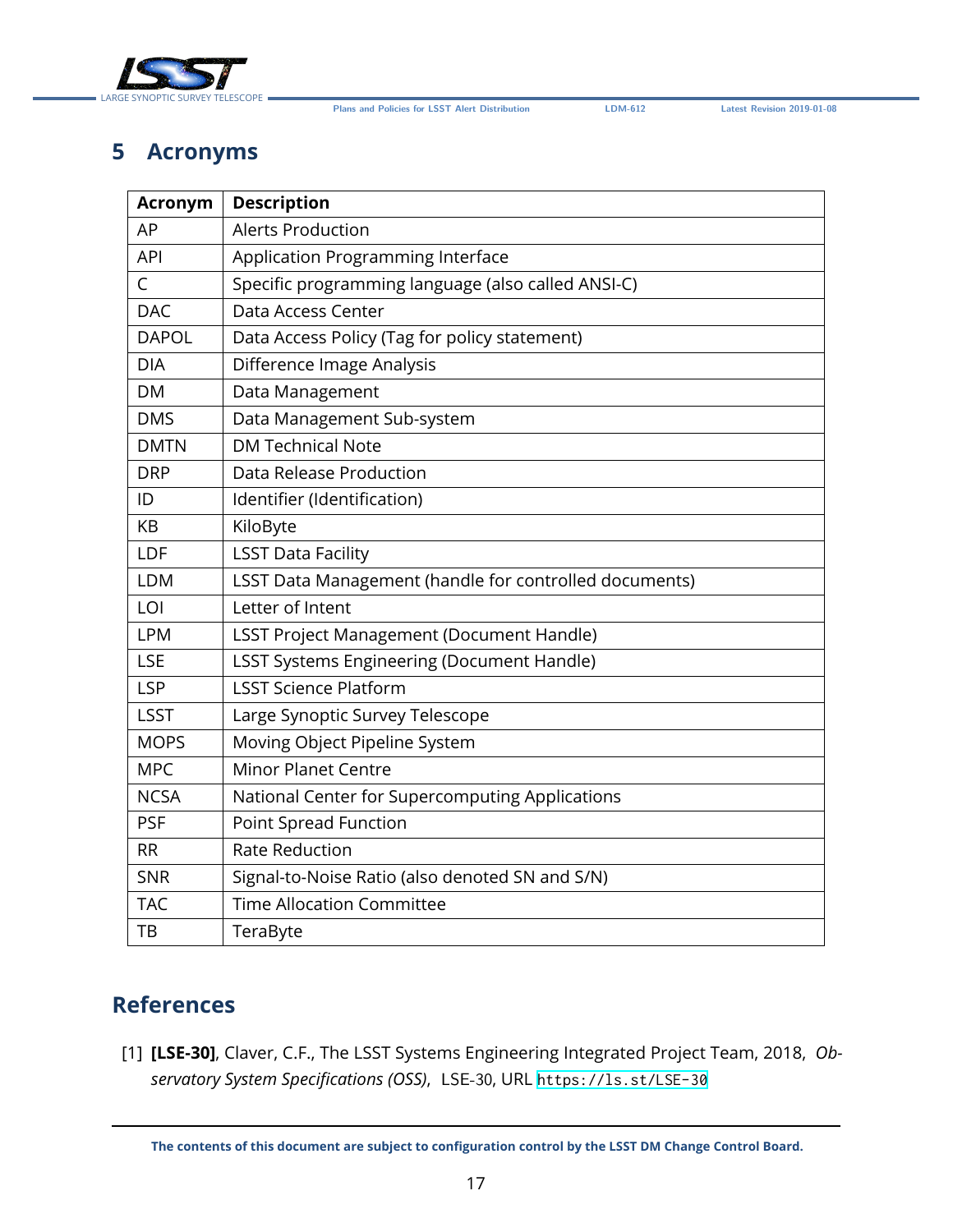# 5 Acronyms

| Acronym | Description |
|---|---|
| AP | Alerts Production |
| API | Application Programming Interface |
| C | Specific programming language (also called ANSI-C) |
| DAC | Data Access Center |
| DAPOL | Data Access Policy (Tag for policy statement) |
| DIA | Difference Image Analysis |
| DM | Data Management |
| DMS | Data Management Sub-system |
| DMTN | DM Technical Note |
| DRP | Data Release Production |
| ID | Identifier (Identification) |
| KB | KiloByte |
| LDF | LSST Data Facility |
| LDM | LSST Data Management (handle for controlled documents) |
| LOI | Letter of Intent |
| LPM | LSST Project Management (Document Handle) |
| LSE | LSST Systems Engineering (Document Handle) |
| LSP | LSST Science Platform |
| LSST | Large Synoptic Survey Telescope |
| MOPS | Moving Object Pipeline System |
| MPC | Minor Planet Centre |
| NCSA | National Center for Supercomputing Applications |
| PSF | Point Spread Function |
| RR | Rate Reduction |
| SNR | Signal-to-Noise Ratio (also denoted SN and S/N) |
| TAC | Time Allocation Committee |
| TB | TeraByte |

# References

[1] **[LSE-30]**, Claver, C.F., The LSST Systems Engineering Integrated Project Team, 2018, *Observatory System Specifications (OSS)*, LSE-30, URL https://ls.st/LSE-30

The contents of this document are subject to configuration control by the LSST DM Change Control Board.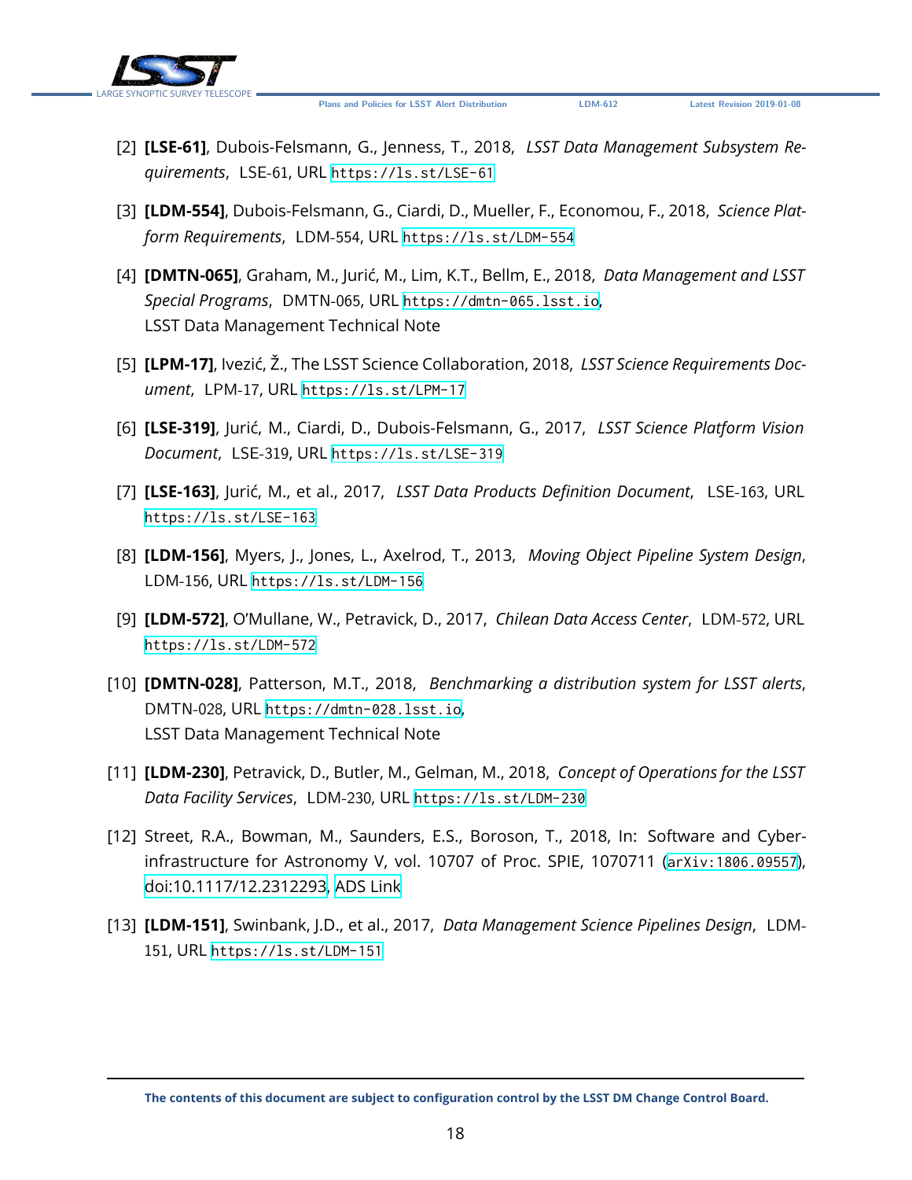[2] **[LSE-61]**, Dubois-Felsmann, G., Jenness, T., 2018, *LSST Data Management Subsystem Requirements*, LSE-61, URL https://ls.st/LSE-61

[3] **[LDM-554]**, Dubois-Felsmann, G., Ciardi, D., Mueller, F., Economou, F., 2018, *Science Platform Requirements*, LDM-554, URL https://ls.st/LDM-554

[4] **[DMTN-065]**, Graham, M., Jurić, M., Lim, K.T., Bellm, E., 2018, *Data Management and LSST Special Programs*, DMTN-065, URL https://dmtn-065.lsst.io, LSST Data Management Technical Note

[5] **[LPM-17]**, Ivezić, Ž., The LSST Science Collaboration, 2018, *LSST Science Requirements Document*, LPM-17, URL https://ls.st/LPM-17

[6] **[LSE-319]**, Jurić, M., Ciardi, D., Dubois-Felsmann, G., 2017, *LSST Science Platform Vision Document*, LSE-319, URL https://ls.st/LSE-319

[7] **[LSE-163]**, Jurić, M., et al., 2017, *LSST Data Products Definition Document*, LSE-163, URL https://ls.st/LSE-163

[8] **[LDM-156]**, Myers, J., Jones, L., Axelrod, T., 2013, *Moving Object Pipeline System Design*, LDM-156, URL https://ls.st/LDM-156

[9] **[LDM-572]**, O'Mullane, W., Petravick, D., 2017, *Chilean Data Access Center*, LDM-572, URL https://ls.st/LDM-572

[10] **[DMTN-028]**, Patterson, M.T., 2018, *Benchmarking a distribution system for LSST alerts*, DMTN-028, URL https://dmtn-028.lsst.io, LSST Data Management Technical Note

[11] **[LDM-230]**, Petravick, D., Butler, M., Gelman, M., 2018, *Concept of Operations for the LSST Data Facility Services*, LDM-230, URL https://ls.st/LDM-230

[12] Street, R.A., Bowman, M., Saunders, E.S., Boroson, T., 2018, In: Software and Cyberinfrastructure for Astronomy V, vol. 10707 of Proc. SPIE, 1070711 (arXiv:1806.09557), doi:10.1117/12.2312293, ADS Link

[13] **[LDM-151]**, Swinbank, J.D., et al., 2017, *Data Management Science Pipelines Design*, LDM-151, URL https://ls.st/LDM-151